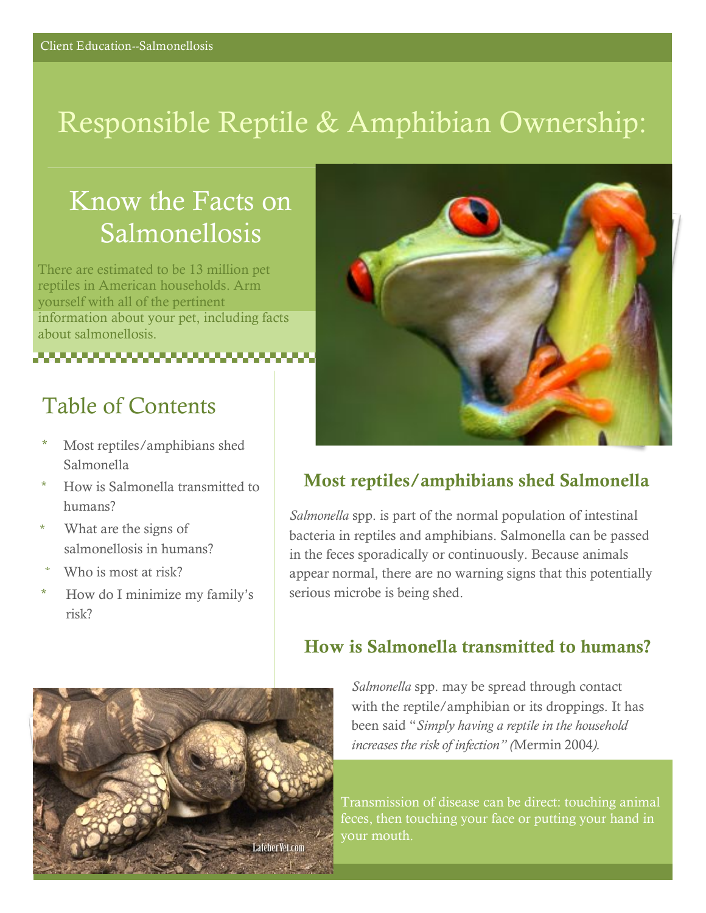Client Education--Salmonellosis

# Responsible Reptile & Amphibian Ownership:

## Know the Facts on Salmonellosis

There are estimated to be 13 million pet reptiles in American households. Arm yourself with all of the pertinent information about your pet, including facts about salmonellosis.

## Table of Contents

- Most reptiles/amphibians shed Salmonella
- How is Salmonella transmitted to humans?
- What are the signs of salmonellosis in humans?
- Who is most at risk?
- How do I minimize my family's risk?

### Most reptiles/amphibians shed Salmonella

*Salmonella* spp. is part of the normal population of intestinal bacteria in reptiles and amphibians. Salmonella can be passed in the feces sporadically or continuously. Because animals appear normal, there are no warning signs that this potentially serious microbe is being shed.

### How is Salmonella transmitted to humans?

*Salmonella* spp. may be spread through contact with the reptile/amphibian or its droppings. It has been said "*Simply having a reptile in the household increases the risk of infection" (*Mermin 2004*).*

Transmission of disease can be direct: touching animal feces, then touching your face or putting your hand in your mouth.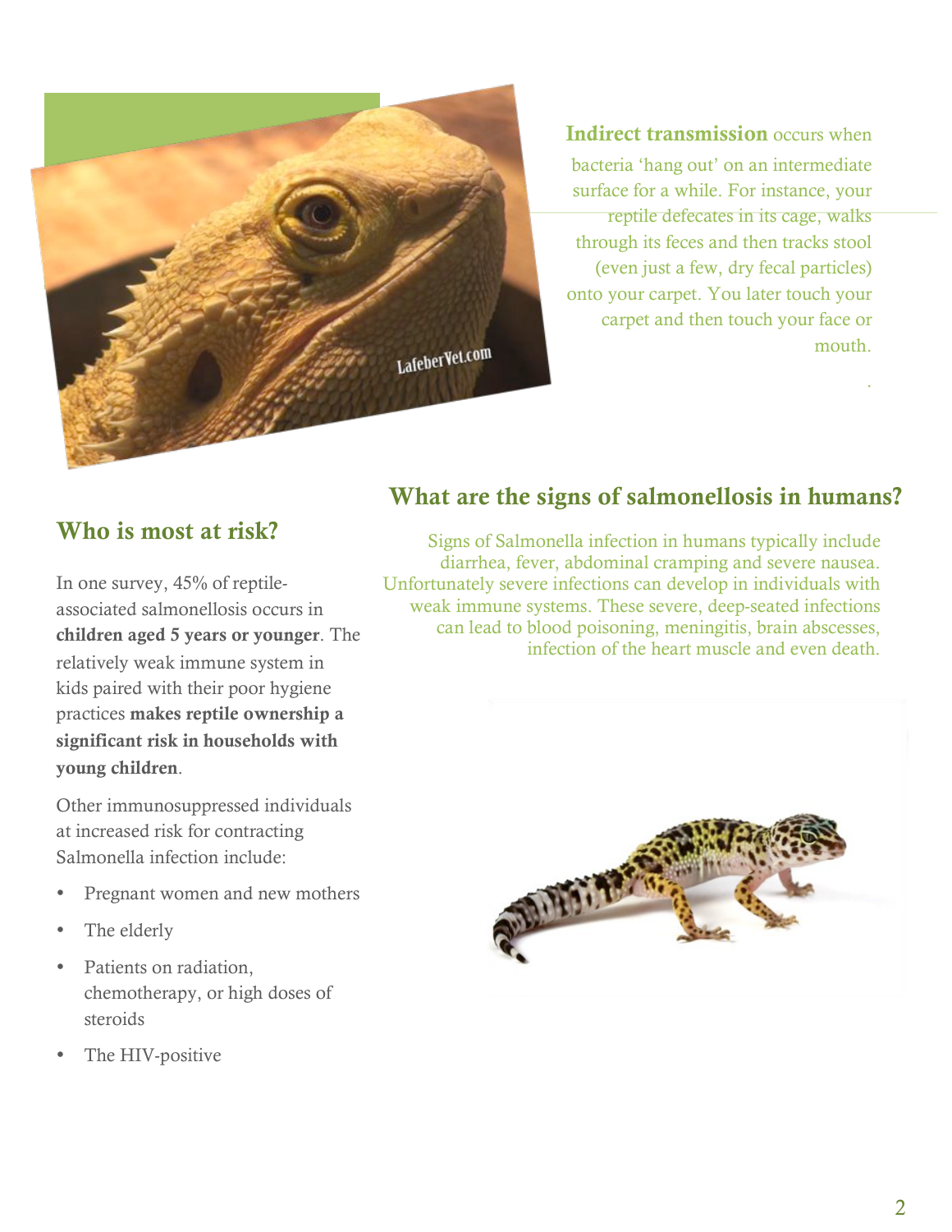**Indirect transmission** occurs when bacteria 'hang out' on an intermediate surface for a while. For instance, your reptile defecates in its cage, walks through its feces and then tracks stool (even just a few, dry fecal particles) onto your carpet. You later touch your carpet and then touch your face or mouth.

## What are the signs of salmonellosis in humans?

Signs of Salmonella infection in humans typically include diarrhea, fever, abdominal cramping and severe nausea. Unfortunately severe infections can develop in individuals with weak immune systems. These severe, deep-seated infections can lead to blood poisoning, meningitis, brain abscesses, infection of the heart muscle and even death.

## Who is most at risk?

In one survey, 45% of reptile-associated salmonellosis occurs in **children aged 5 years or younger**. The relatively weak immune system in kids paired with their poor hygiene practices **makes reptile ownership a significant risk in households with young children**.

Other immunosuppressed individuals at increased risk for contracting Salmonella infection include:

- Pregnant women and new mothers
- The elderly
- Patients on radiation, chemotherapy, or high doses of steroids
- The HIV-positive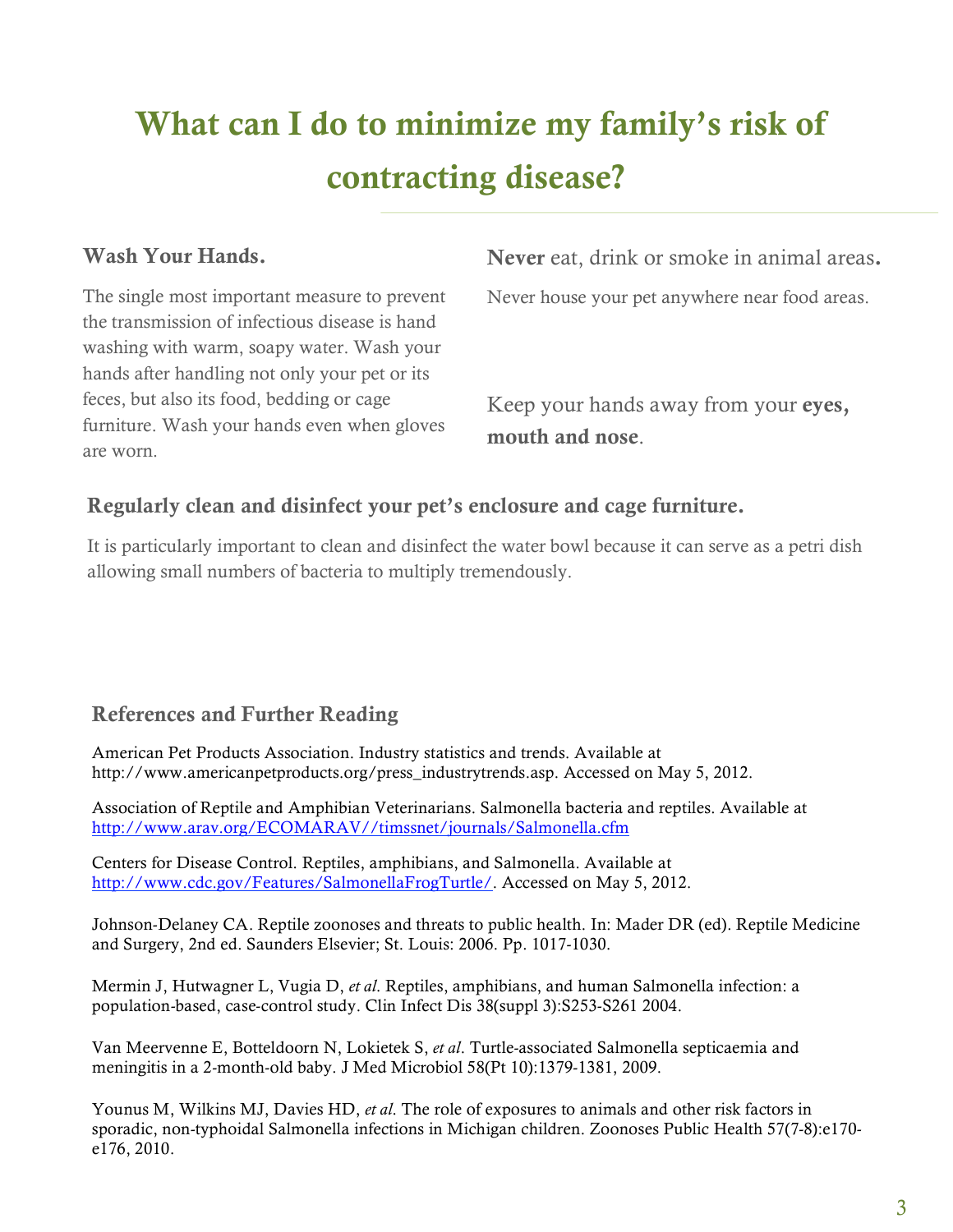# What can I do to minimize my family's risk of contracting disease?

### Wash Your Hands.

The single most important measure to prevent the transmission of infectious disease is hand washing with warm, soapy water. Wash your hands after handling not only your pet or its feces, but also its food, bedding or cage furniture. Wash your hands even when gloves are worn.

### **Never** eat, drink or smoke in animal areas.

Never house your pet anywhere near food areas.

Keep your hands away from your **eyes, mouth and nose**.

### Regularly clean and disinfect your pet's enclosure and cage furniture.

It is particularly important to clean and disinfect the water bowl because it can serve as a petri dish allowing small numbers of bacteria to multiply tremendously.

### References and Further Reading

American Pet Products Association. Industry statistics and trends. Available at http://www.americanpetproducts.org/press_industrytrends.asp. Accessed on May 5, 2012.

Association of Reptile and Amphibian Veterinarians. Salmonella bacteria and reptiles. Available at http://www.arav.org/ECOMARAV//timssnet/journals/Salmonella.cfm

Centers for Disease Control. Reptiles, amphibians, and Salmonella. Available at http://www.cdc.gov/Features/SalmonellaFrogTurtle/. Accessed on May 5, 2012.

Johnson-Delaney CA. Reptile zoonoses and threats to public health. In: Mader DR (ed). Reptile Medicine and Surgery, 2nd ed. Saunders Elsevier; St. Louis: 2006. Pp. 1017-1030.

Mermin J, Hutwagner L, Vugia D, *et al*. Reptiles, amphibians, and human Salmonella infection: a population-based, case-control study. Clin Infect Dis 38(suppl 3):S253-S261 2004.

Van Meervenne E, Botteldoorn N, Lokietek S, *et al*. Turtle-associated Salmonella septicaemia and meningitis in a 2-month-old baby. J Med Microbiol 58(Pt 10):1379-1381, 2009.

Younus M, Wilkins MJ, Davies HD, *et al*. The role of exposures to animals and other risk factors in sporadic, non-typhoidal Salmonella infections in Michigan children. Zoonoses Public Health 57(7-8):e170-e176, 2010.